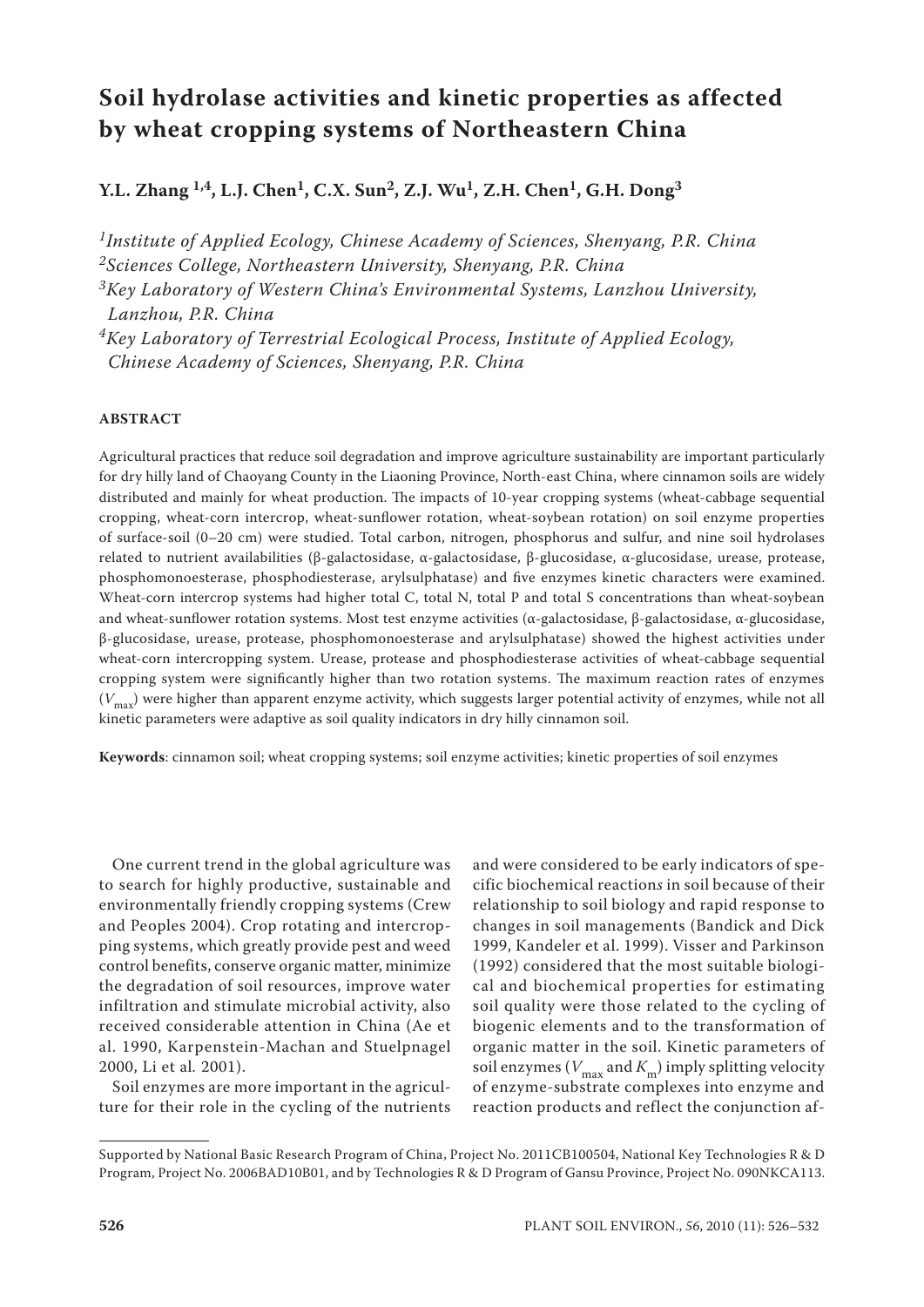# Soil hydrolase activities and kinetic properties as affected by wheat cropping systems of Northeastern China

**Y.L. Zhang [1,4], L.J. Chen[1], C.X. Sun[2], Z.J. Wu[1], Z.H. Chen[1], G.H. Dong[3]**

*[1]Institute of Applied Ecology, Chinese Academy of Sciences, Shenyang, P.R. China*
*[2]Sciences College, Northeastern University, Shenyang, P.R. China*
*[3]Key Laboratory of Western China's Environmental Systems, Lanzhou University, Lanzhou, P.R. China*
*[4]Key Laboratory of Terrestrial Ecological Process, Institute of Applied Ecology, Chinese Academy of Sciences, Shenyang, P.R. China*

## ABSTRACT

Agricultural practices that reduce soil degradation and improve agriculture sustainability are important particularly for dry hilly land of Chaoyang County in the Liaoning Province, North-east China, where cinnamon soils are widely distributed and mainly for wheat production. The impacts of 10-year cropping systems (wheat-cabbage sequential cropping, wheat-corn intercrop, wheat-sunflower rotation, wheat-soybean rotation) on soil enzyme properties of surface-soil (0–20 cm) were studied. Total carbon, nitrogen, phosphorus and sulfur, and nine soil hydrolases related to nutrient availabilities (β-galactosidase, α-galactosidase, β-glucosidase, α-glucosidase, urease, protease, phosphomonoesterase, phosphodiesterase, arylsulphatase) and five enzymes kinetic characters were examined. Wheat-corn intercrop systems had higher total C, total N, total P and total S concentrations than wheat-soybean and wheat-sunflower rotation systems. Most test enzyme activities (α-galactosidase, β-galactosidase, α-glucosidase, β-glucosidase, urease, protease, phosphomonoesterase and arylsulphatase) showed the highest activities under wheat-corn intercropping system. Urease, protease and phosphodiesterase activities of wheat-cabbage sequential cropping system were significantly higher than two rotation systems. The maximum reaction rates of enzymes ($V_{max}$) were higher than apparent enzyme activity, which suggests larger potential activity of enzymes, while not all kinetic parameters were adaptive as soil quality indicators in dry hilly cinnamon soil.

**Keywords**: cinnamon soil; wheat cropping systems; soil enzyme activities; kinetic properties of soil enzymes

One current trend in the global agriculture was to search for highly productive, sustainable and environmentally friendly cropping systems (Crew and Peoples 2004). Crop rotating and intercropping systems, which greatly provide pest and weed control benefits, conserve organic matter, minimize the degradation of soil resources, improve water infiltration and stimulate microbial activity, also received considerable attention in China (Ae et al. 1990, Karpenstein-Machan and Stuelpnagel 2000, Li et al. 2001).

Soil enzymes are more important in the agriculture for their role in the cycling of the nutrients and were considered to be early indicators of specific biochemical reaction*s* in soil because of their relationship to soil biology and rapid response to changes in soil managements (Bandick and Dick 1999, Kandeler et al. 1999). Visser and Parkinson (1992) considered that the most suitable biological and biochemical properties for estimating soil quality were those related to the cycling of biogenic elements and to the transformation of organic matter in the soil. Kinetic parameters of soil enzymes ($V_{max}$ and $K_m$) imply splitting velocity of enzyme-substrate complexes into enzyme and reaction products and reflect the conjunction af-

Supported by National Basic Research Program of China, Project No. 2011CB100504, National Key Technologies R & D Program, Project No. 2006BAD10B01, and by Technologies R & D Program of Gansu Province, Project No. 090NKCA113.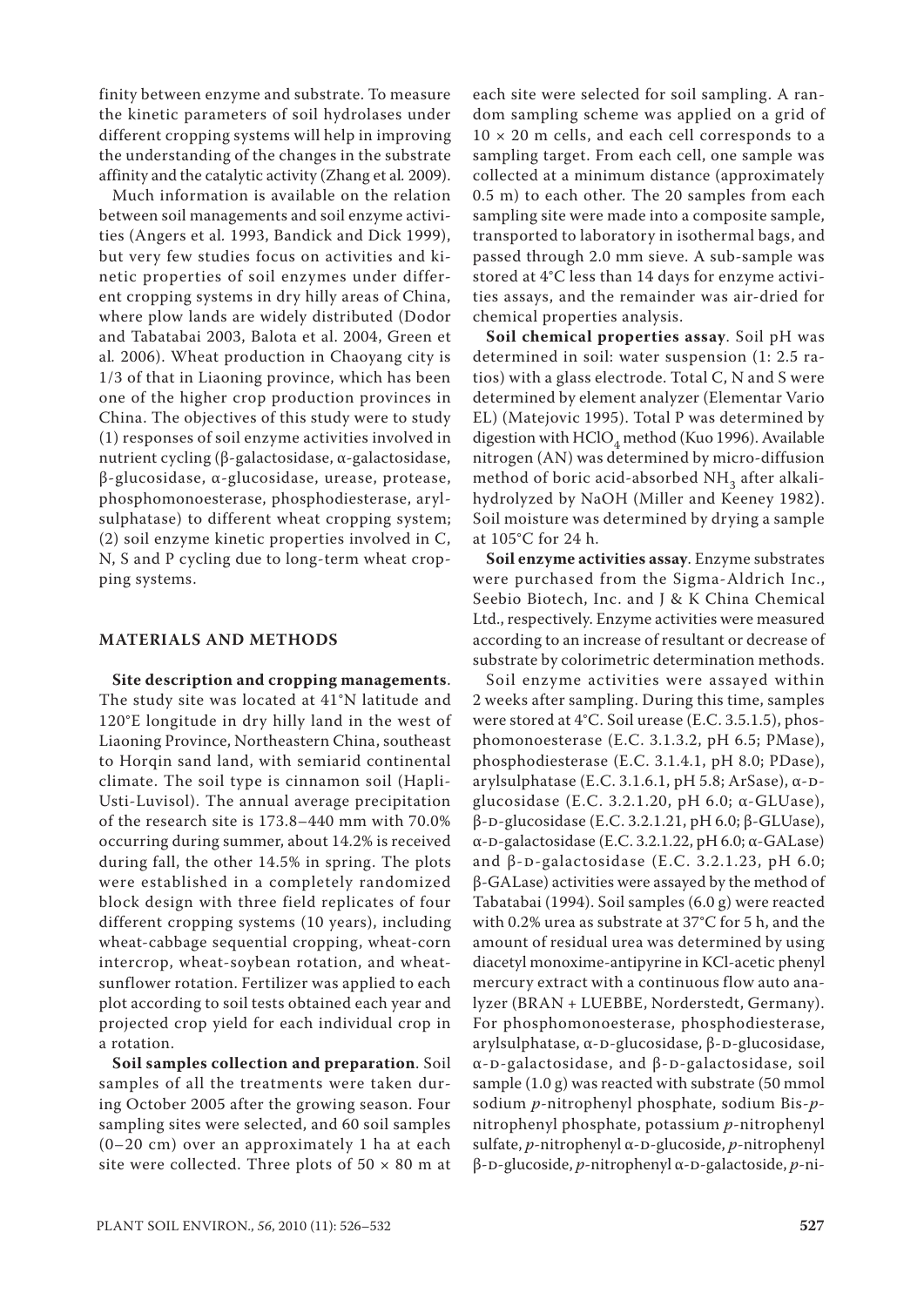finity between enzyme and substrate. To measure the kinetic parameters of soil hydrolases under different cropping systems will help in improving the understanding of the changes in the substrate affinity and the catalytic activity (Zhang et al. 2009).

Much information is available on the relation between soil managements and soil enzyme activities (Angers et al. 1993, Bandick and Dick 1999), but very few studies focus on activities and kinetic properties of soil enzymes under different cropping systems in dry hilly areas of China, where plow lands are widely distributed (Dodor and Tabatabai 2003, Balota et al. 2004, Green et al. 2006). Wheat production in Chaoyang city is 1/3 of that in Liaoning province, which has been one of the higher crop production provinces in China. The objectives of this study were to study (1) responses of soil enzyme activities involved in nutrient cycling (β-galactosidase, α-galactosidase, β-glucosidase, α-glucosidase, urease, protease, phosphomonoesterase, phosphodiesterase, arylsulphatase) to different wheat cropping system; (2) soil enzyme kinetic properties involved in C, N, S and P cycling due to long-term wheat cropping systems.

## MATERIALS AND METHODS

**Site description and cropping managements**. The study site was located at 41°N latitude and 120°E longitude in dry hilly land in the west of Liaoning Province, Northeastern China, southeast to Horqin sand land, with semiarid continental climate. The soil type is cinnamon soil (Hapli-Usti-Luvisol). The annual average precipitation of the research site is 173.8–440 mm with 70.0% occurring during summer, about 14.2% is received during fall, the other 14.5% in spring. The plots were established in a completely randomized block design with three field replicates of four different cropping systems (10 years), including wheat-cabbage sequential cropping, wheat-corn intercrop, wheat-soybean rotation, and wheat-sunflower rotation. Fertilizer was applied to each plot according to soil tests obtained each year and projected crop yield for each individual crop in a rotation.

**Soil samples collection and preparation**. Soil samples of all the treatments were taken during October 2005 after the growing season. Four sampling sites were selected, and 60 soil samples (0–20 cm) over an approximately 1 ha at each site were collected. Three plots of 50 × 80 m at each site were selected for soil sampling. A random sampling scheme was applied on a grid of 10 × 20 m cells, and each cell corresponds to a sampling target. From each cell, one sample was collected at a minimum distance (approximately 0.5 m) to each other. The 20 samples from each sampling site were made into a composite sample, transported to laboratory in isothermal bags, and passed through 2.0 mm sieve. A sub-sample was stored at 4°C less than 14 days for enzyme activities assays, and the remainder was air-dried for chemical properties analysis.

**Soil chemical properties assay**. Soil pH was determined in soil: water suspension (1: 2.5 ratios) with a glass electrode. Total C, N and S were determined by element analyzer (Elementar Vario EL) (Matejovic 1995). Total P was determined by digestion with $HClO_4$ method (Kuo 1996). Available nitrogen (AN) was determined by micro-diffusion method of boric acid-absorbed $NH_3$ after alkali-hydrolyzed by NaOH (Miller and Keeney 1982). Soil moisture was determined by drying a sample at 105°C for 24 h.

**Soil enzyme activities assay**. Enzyme substrates were purchased from the Sigma-Aldrich Inc., Seebio Biotech, Inc. and J & K China Chemical Ltd., respectively. Enzyme activities were measured according to an increase of resultant or decrease of substrate by colorimetric determination methods.

Soil enzyme activities were assayed within 2 weeks after sampling. During this time, samples were stored at 4°C. Soil urease (E.C. 3.5.1.5), phosphomonoesterase (E.C. 3.1.3.2, pH 6.5; PMase), phosphodiesterase (E.C. 3.1.4.1, pH 8.0; PDase), arylsulphatase (E.C. 3.1.6.1, pH 5.8; ArSase), α-D-glucosidase (E.C. 3.2.1.20, pH 6.0; α-GLUase), β-D-glucosidase (E.C. 3.2.1.21, pH 6.0; β-GLUase), α-D-galactosidase (E.C. 3.2.1.22, pH 6.0; α-GALase) and β-D-galactosidase (E.C. 3.2.1.23, pH 6.0; β-GALase) activities were assayed by the method of Tabatabai (1994). Soil samples (6.0 g) were reacted with 0.2% urea as substrate at 37°C for 5 h, and the amount of residual urea was determined by using diacetyl monoxime-antipyrine in KCl-acetic phenyl mercury extract with a continuous flow auto analyzer (BRAN + LUEBBE, Norderstedt, Germany). For phosphomonoesterase, phosphodiesterase, arylsulphatase, α-D-glucosidase, β-D-glucosidase, α-D-galactosidase, and β-D-galactosidase, soil sample (1.0 g) was reacted with substrate (50 mmol sodium *p*-nitrophenyl phosphate, sodium Bis-*p*-nitrophenyl phosphate, potassium *p*-nitrophenyl sulfate, *p*-nitrophenyl α-D-glucoside, *p*-nitrophenyl β-D-glucoside, *p*-nitrophenyl α-D-galactoside, *p*-ni-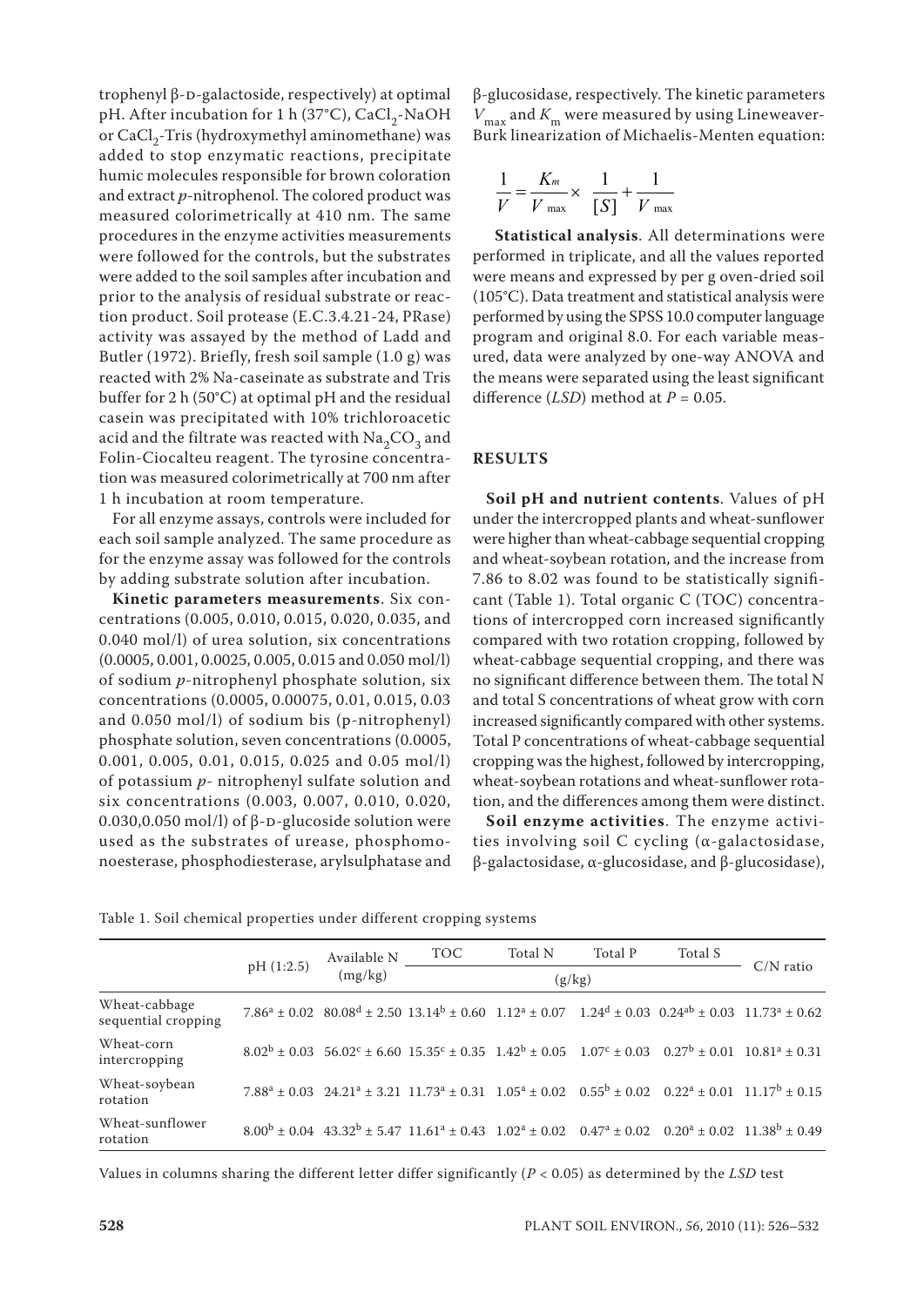trophenyl β-D-galactoside, respectively) at optimal pH. After incubation for 1 h (37°C), $CaCl_2$-NaOH or $CaCl_2$-Tris (hydroxymethyl aminomethane) was added to stop enzymatic reactions, precipitate humic molecules responsible for brown coloration and extract *p*-nitrophenol. The colored product was measured colorimetrically at 410 nm. The same procedures in the enzyme activities measurements were followed for the controls, but the substrates were added to the soil samples after incubation and prior to the analysis of residual substrate or reaction product. Soil protease (E.C.3.4.21-24, PRase) activity was assayed by the method of Ladd and Butler (1972). Briefly, fresh soil sample (1.0 g) was reacted with 2% Na-caseinate as substrate and Tris buffer for 2 h (50°C) at optimal pH and the residual casein was precipitated with 10% trichloroacetic acid and the filtrate was reacted with $Na_2CO_3$ and Folin-Ciocalteu reagent. The tyrosine concentration was measured colorimetrically at 700 nm after 1 h incubation at room temperature.

For all enzyme assays, controls were included for each soil sample analyzed. The same procedure as for the enzyme assay was followed for the controls by adding substrate solution after incubation.

**Kinetic parameters measurements**. Six concentrations (0.005, 0.010, 0.015, 0.020, 0.035, and 0.040 mol/l) of urea solution, six concentrations (0.0005, 0.001, 0.0025, 0.005, 0.015 and 0.050 mol/l) of sodium *p*-nitrophenyl phosphate solution, six concentrations (0.0005, 0.00075, 0.01, 0.015, 0.03 and 0.050 mol/l) of sodium bis (p-nitrophenyl) phosphate solution, seven concentrations (0.0005, 0.001, 0.005, 0.01, 0.015, 0.025 and 0.05 mol/l) of potassium *p*- nitrophenyl sulfate solution and six concentrations (0.003, 0.007, 0.010, 0.020, 0.030,0.050 mol/l) of β-D-glucoside solution were used as the substrates of urease, phosphomonoesterase, phosphodiesterase, arylsulphatase and β-glucosidase, respectively. The kinetic parameters $V_{max}$ and $K_m$ were measured by using Lineweaver-Burk linearization of Michaelis-Menten equation:

$$\frac{1}{V} = \frac{K_m}{V_{max}} \times \frac{1}{[S]} + \frac{1}{V_{max}}$$

**Statistical analysis**. All determinations were performed in triplicate, and all the values reported were means and expressed by per g oven-dried soil (105°C). Data treatment and statistical analysis were performed by using the SPSS 10.0 computer language program and original 8.0. For each variable measured, data were analyzed by one-way ANOVA and the means were separated using the least significant difference (*LSD*) method at $P = 0.05$.

## RESULTS

**Soil pH and nutrient contents**. Values of pH under the intercropped plants and wheat-sunflower were higher than wheat-cabbage sequential cropping and wheat-soybean rotation, and the increase from 7.86 to 8.02 was found to be statistically significant (Table 1). Total organic C (TOC) concentrations of intercropped corn increased significantly compared with two rotation cropping, followed by wheat-cabbage sequential cropping, and there was no significant difference between them. The total N and total S concentrations of wheat grow with corn increased significantly compared with other systems. Total P concentrations of wheat-cabbage sequential cropping was the highest, followed by intercropping, wheat-soybean rotations and wheat-sunflower rotation, and the differences among them were distinct.

**Soil enzyme activities**. The enzyme activities involving soil C cycling (α-galactosidase, β-galactosidase, α-glucosidase, and β-glucosidase),

Table 1. Soil chemical properties under different cropping systems

| | pH (1:2.5) | Available N (mg/kg) | TOC | Total N | Total P | Total S | C/N ratio |
|---|---|---|---|---|---|---|---|
| | | | (g/kg) | | | | |
| Wheat-cabbage sequential cropping | $7.86^a \pm 0.02$ | $80.08^d \pm 2.50$ | $13.14^b \pm 0.60$ | $1.12^a \pm 0.07$ | $1.24^d \pm 0.03$ | $0.24^{ab} \pm 0.03$ | $11.73^a \pm 0.62$ |
| Wheat-corn intercropping | $8.02^b \pm 0.03$ | $56.02^c \pm 6.60$ | $15.35^c \pm 0.35$ | $1.42^b \pm 0.05$ | $1.07^c \pm 0.03$ | $0.27^b \pm 0.01$ | $10.81^a \pm 0.31$ |
| Wheat-soybean rotation | $7.88^a \pm 0.03$ | $24.21^a \pm 3.21$ | $11.73^a \pm 0.31$ | $1.05^a \pm 0.02$ | $0.55^b \pm 0.02$ | $0.22^a \pm 0.01$ | $11.17^b \pm 0.15$ |
| Wheat-sunflower rotation | $8.00^b \pm 0.04$ | $43.32^b \pm 5.47$ | $11.61^a \pm 0.43$ | $1.02^a \pm 0.02$ | $0.47^a \pm 0.02$ | $0.20^a \pm 0.02$ | $11.38^b \pm 0.49$ |

Values in columns sharing the different letter differ significantly ($P < 0.05$) as determined by the *LSD* test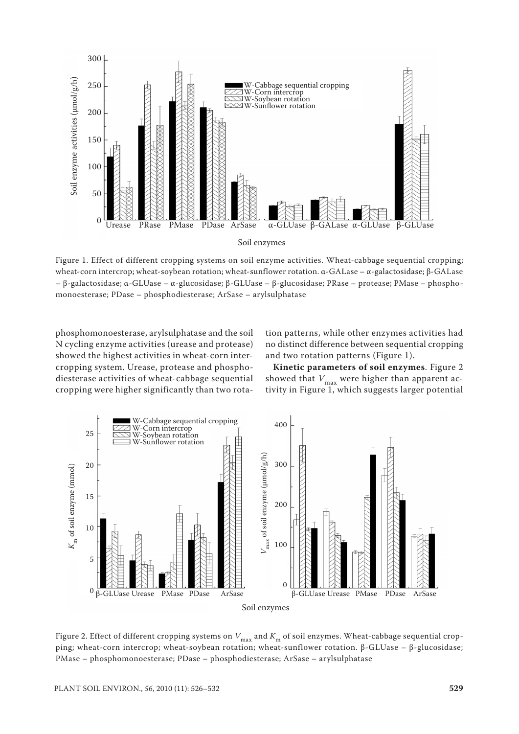Figure 1. Effect of different cropping systems on soil enzyme activities. Wheat-cabbage sequential cropping; wheat-corn intercrop; wheat-soybean rotation; wheat-sunflower rotation. α-GALase – α-galactosidase; β-GALase – β-galactosidase; α-GLUase – α-glucosidase; β-GLUase – β-glucosidase; PRase – protease; PMase – phosphomonoesterase; PDase – phosphodiesterase; ArSase – arylsulphatase

phosphomonoesterase, arylsulphatase and the soil N cycling enzyme activities (urease and protease) showed the highest activities in wheat-corn intercropping system. Urease, protease and phosphodiesterase activities of wheat-cabbage sequential cropping were higher significantly than two rotation patterns, while other enzymes activities had no distinct difference between sequential cropping and two rotation patterns (Figure 1).

**Kinetic parameters of soil enzymes**. Figure 2 showed that $V_{max}$ were higher than apparent activity in Figure 1, which suggests larger potential

Figure 2. Effect of different cropping systems on $V_{max}$ and $K_m$ of soil enzymes. Wheat-cabbage sequential cropping; wheat-corn intercrop; wheat-soybean rotation; wheat-sunflower rotation. β-GLUase – β-glucosidase; PMase – phosphomonoesterase; PDase – phosphodiesterase; ArSase – arylsulphatase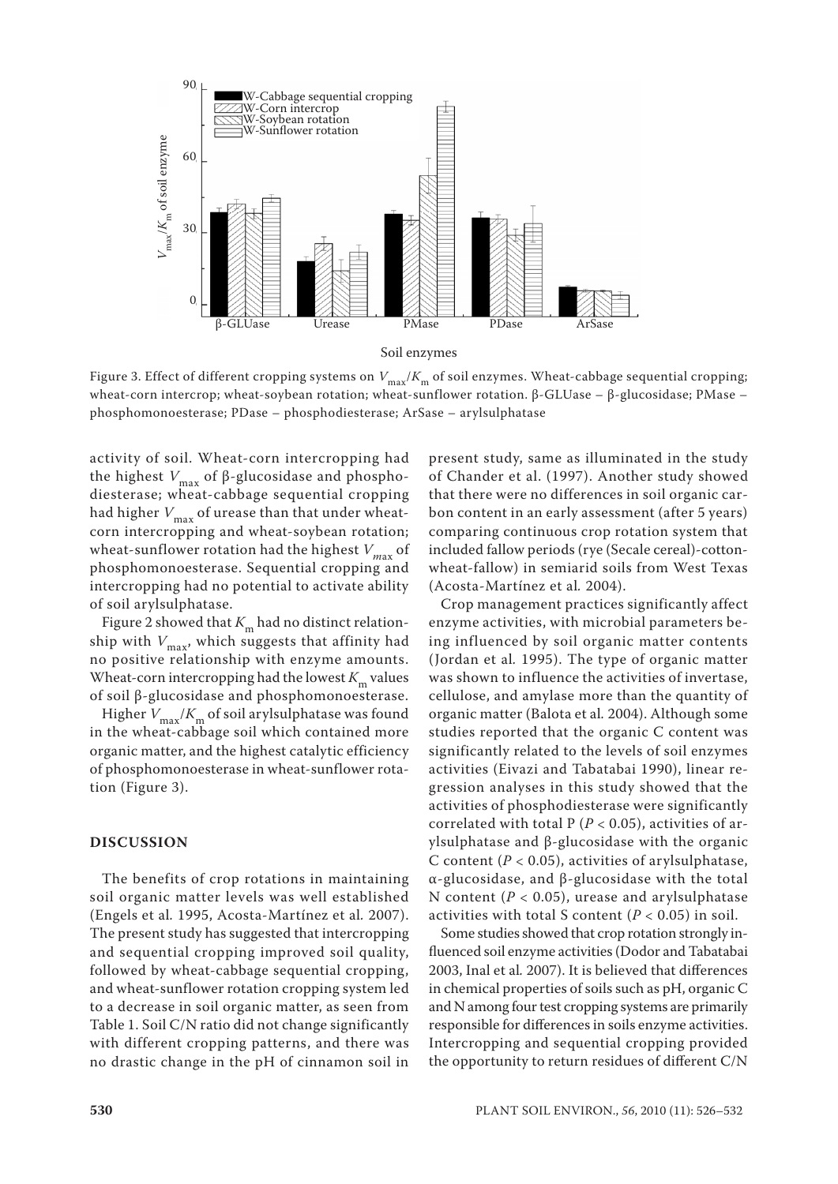Figure 3. Effect of different cropping systems on $V_{max}/K_m$ of soil enzymes. Wheat-cabbage sequential cropping; wheat-corn intercrop; wheat-soybean rotation; wheat-sunflower rotation. β-GLUase – β-glucosidase; PMase – phosphomonoesterase; PDase – phosphodiesterase; ArSase – arylsulphatase

activity of soil. Wheat-corn intercropping had the highest $V_{max}$ of β-glucosidase and phosphodiesterase; wheat-cabbage sequential cropping had higher $V_{max}$ of urease than that under wheat-corn intercropping and wheat-soybean rotation; wheat-sunflower rotation had the highest $V_{max}$ of phosphomonoesterase. Sequential cropping and intercropping had no potential to activate ability of soil arylsulphatase.

Figure 2 showed that $K_m$ had no distinct relationship with $V_{max}$, which suggests that affinity had no positive relationship with enzyme amounts. Wheat-corn intercropping had the lowest $K_m$ values of soil β-glucosidase and phosphomonoesterase.

Higher $V_{max}/K_m$ of soil arylsulphatase was found in the wheat-cabbage soil which contained more organic matter, and the highest catalytic efficiency of phosphomonoesterase in wheat-sunflower rotation (Figure 3).

## DISCUSSION

The benefits of crop rotations in maintaining soil organic matter levels was well established (Engels et al. 1995, Acosta-Martínez et al. 2007). The present study has suggested that intercropping and sequential cropping improved soil quality, followed by wheat-cabbage sequential cropping, and wheat-sunflower rotation cropping system led to a decrease in soil organic matter, as seen from Table 1. Soil C/N ratio did not change significantly with different cropping patterns, and there was no drastic change in the pH of cinnamon soil in present study, same as illuminated in the study of Chander et al. (1997). Another study showed that there were no differences in soil organic carbon content in an early assessment (after 5 years) comparing continuous crop rotation system that included fallow periods (rye (Secale cereal)-cotton-wheat-fallow) in semiarid soils from West Texas (Acosta-Martínez et al. 2004).

Crop management practices significantly affect enzyme activities, with microbial parameters being influenced by soil organic matter contents (Jordan et al. 1995). The type of organic matter was shown to influence the activities of invertase, cellulose, and amylase more than the quantity of organic matter (Balota et al. 2004). Although some studies reported that the organic C content was significantly related to the levels of soil enzymes activities (Eivazi and Tabatabai 1990), linear regression analyses in this study showed that the activities of phosphodiesterase were significantly correlated with total P ($P < 0.05$), activities of arylsulphatase and β-glucosidase with the organic C content ($P < 0.05$), activities of arylsulphatase, α-glucosidase, and β-glucosidase with the total N content ($P < 0.05$), urease and arylsulphatase activities with total S content ($P < 0.05$) in soil.

Some studies showed that crop rotation strongly influenced soil enzyme activities (Dodor and Tabatabai 2003, Inal et al. 2007). It is believed that differences in chemical properties of soils such as pH, organic C and N among four test cropping systems are primarily responsible for differences in soils enzyme activities. Intercropping and sequential cropping provided the opportunity to return residues of different C/N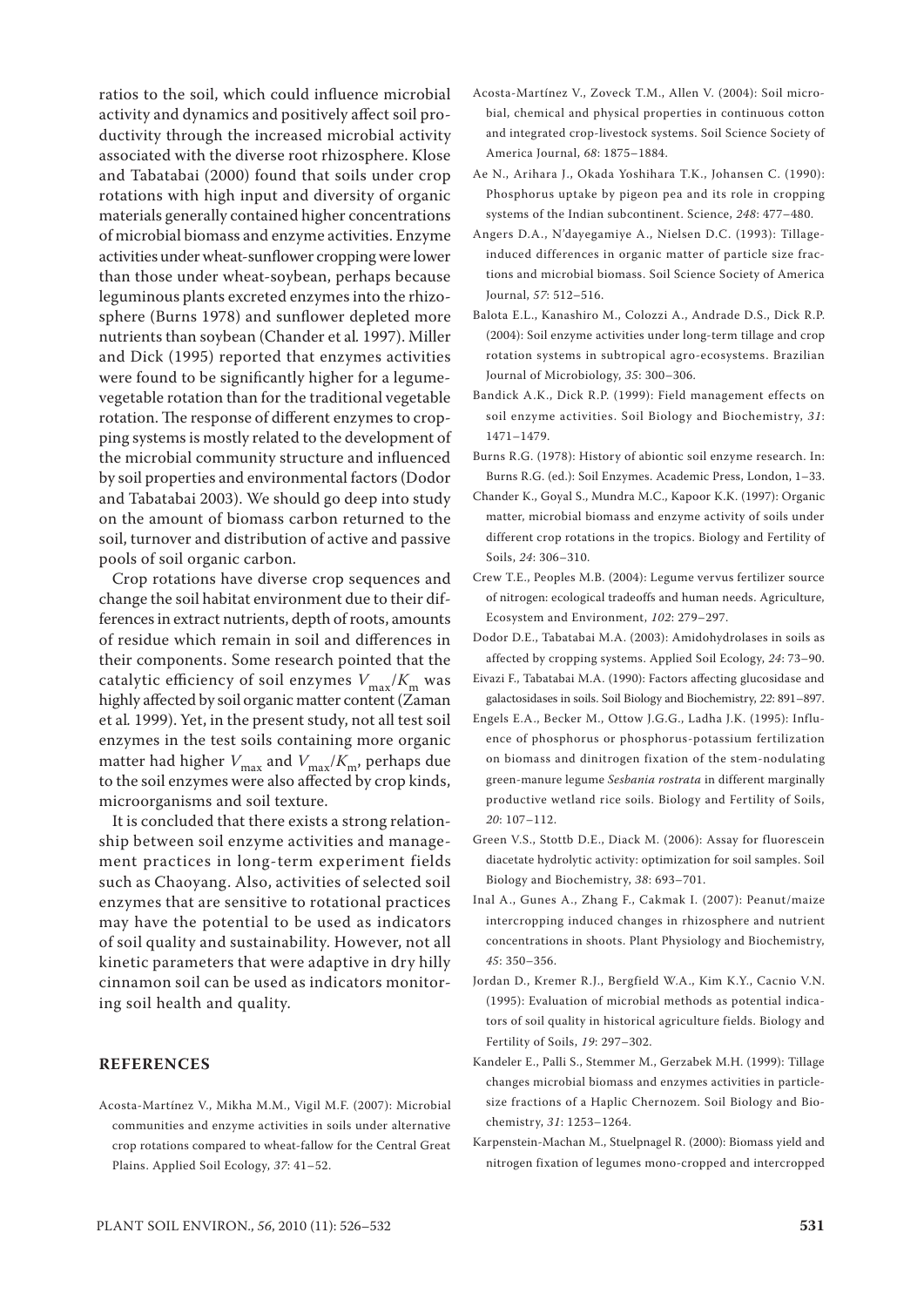ratios to the soil, which could influence microbial activity and dynamics and positively affect soil productivity through the increased microbial activity associated with the diverse root rhizosphere. Klose and Tabatabai (2000) found that soils under crop rotations with high input and diversity of organic materials generally contained higher concentrations of microbial biomass and enzyme activities. Enzyme activities under wheat-sunflower cropping were lower than those under wheat-soybean, perhaps because leguminous plants excreted enzymes into the rhizosphere (Burns 1978) and sunflower depleted more nutrients than soybean (Chander et al*.* 1997). Miller and Dick (1995) reported that enzymes activities were found to be significantly higher for a legume-vegetable rotation than for the traditional vegetable rotation. The response of different enzymes to cropping systems is mostly related to the development of the microbial community structure and influenced by soil properties and environmental factors (Dodor and Tabatabai 2003). We should go deep into study on the amount of biomass carbon returned to the soil, turnover and distribution of active and passive pools of soil organic carbon.

Crop rotations have diverse crop sequences and change the soil habitat environment due to their differences in extract nutrients, depth of roots, amounts of residue which remain in soil and differences in their components. Some research pointed that the catalytic efficiency of soil enzymes $V_{max}/K_m$ was highly affected by soil organic matter content (Zaman et al*.* 1999). Yet, in the present study, not all test soil enzymes in the test soils containing more organic matter had higher $V_{max}$ and $V_{max}/K_m$, perhaps due to the soil enzymes were also affected by crop kinds, microorganisms and soil texture.

It is concluded that there exists a strong relationship between soil enzyme activities and management practices in long-term experiment fields such as Chaoyang. Also, activities of selected soil enzymes that are sensitive to rotational practices may have the potential to be used as indicators of soil quality and sustainability. However, not all kinetic parameters that were adaptive in dry hilly cinnamon soil can be used as indicators monitoring soil health and quality.

## REFERENCES

Acosta-Martínez V., Mikha M.M., Vigil M.F. (2007): Microbial communities and enzyme activities in soils under alternative crop rotations compared to wheat-fallow for the Central Great Plains. Applied Soil Ecology, *37*: 41–52.

Acosta-Martínez V., Zoveck T.M., Allen V. (2004): Soil microbial, chemical and physical properties in continuous cotton and integrated crop-livestock systems. Soil Science Society of America Journal, *68*: 1875–1884.

Ae N., Arihara J., Okada Yoshihara T.K., Johansen C. (1990): Phosphorus uptake by pigeon pea and its role in cropping systems of the Indian subcontinent. Science, *248*: 477–480.

Angers D.A., N'dayegamiye A., Nielsen D.C. (1993): Tillage-induced differences in organic matter of particle size fractions and microbial biomass. Soil Science Society of America Journal, *57*: 512–516.

Balota E.L., Kanashiro M., Colozzi A., Andrade D.S., Dick R.P. (2004): Soil enzyme activities under long-term tillage and crop rotation systems in subtropical agro-ecosystems. Brazilian Journal of Microbiology, *35*: 300–306.

Bandick A.K., Dick R.P. (1999): Field management effects on soil enzyme activities. Soil Biology and Biochemistry, *31*: 1471–1479.

Burns R.G. (1978): History of abiontic soil enzyme research. In: Burns R.G. (ed.): Soil Enzymes. Academic Press, London, 1–33.

Chander K., Goyal S., Mundra M.C., Kapoor K.K. (1997): Organic matter, microbial biomass and enzyme activity of soils under different crop rotations in the tropics. Biology and Fertility of Soils, *24*: 306–310.

Crew T.E., Peoples M.B. (2004): Legume vervus fertilizer source of nitrogen: ecological tradeoffs and human needs. Agriculture, Ecosystem and Environment, *102*: 279–297.

Dodor D.E., Tabatabai M.A. (2003): Amidohydrolases in soils as affected by cropping systems. Applied Soil Ecology, *24*: 73–90.

Eivazi F., Tabatabai M.A. (1990): Factors affecting glucosidase and galactosidases in soils. Soil Biology and Biochemistry, *22*: 891–897.

Engels E.A., Becker M., Ottow J.G.G., Ladha J.K. (1995): Influence of phosphorus or phosphorus-potassium fertilization on biomass and dinitrogen fixation of the stem-nodulating green-manure legume *Sesbania rostrata* in different marginally productive wetland rice soils. Biology and Fertility of Soils, *20*: 107–112.

Green V.S., Stottb D.E., Diack M. (2006): Assay for fluorescein diacetate hydrolytic activity: optimization for soil samples. Soil Biology and Biochemistry, *38*: 693–701.

Inal A., Gunes A., Zhang F., Cakmak I. (2007): Peanut/maize intercropping induced changes in rhizosphere and nutrient concentrations in shoots. Plant Physiology and Biochemistry, *45*: 350–356.

Jordan D., Kremer R.J., Bergfield W.A., Kim K.Y., Cacnio V.N. (1995): Evaluation of microbial methods as potential indicators of soil quality in historical agriculture fields. Biology and Fertility of Soils, *19*: 297–302.

Kandeler E., Palli S., Stemmer M., Gerzabek M.H. (1999): Tillage changes microbial biomass and enzymes activities in particle-size fractions of a Haplic Chernozem. Soil Biology and Biochemistry, *31*: 1253–1264.

Karpenstein-Machan M., Stuelpnagel R. (2000): Biomass yield and nitrogen fixation of legumes mono-cropped and intercropped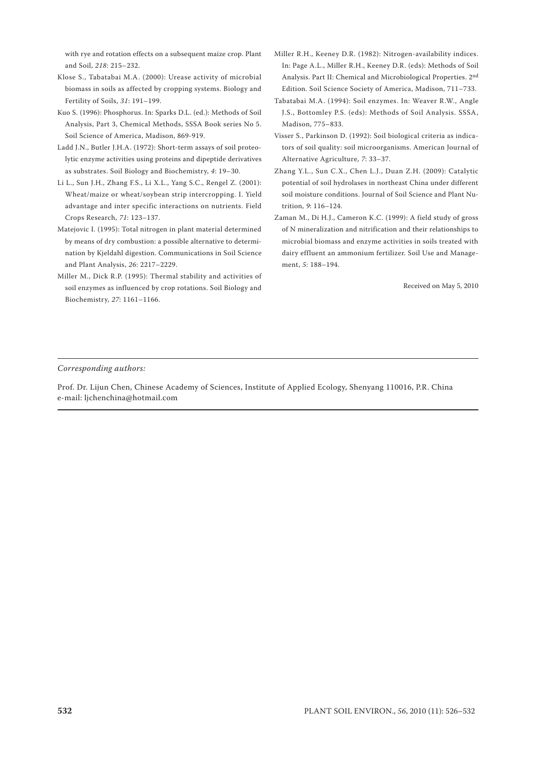with rye and rotation effects on a subsequent maize crop. Plant and Soil, *218*: 215–232.

Klose S., Tabatabai M.A. (2000): Urease activity of microbial biomass in soils as affected by cropping systems. Biology and Fertility of Soils, *31*: 191–199.

Kuo S. (1996): Phosphorus. In: Sparks D.L. (ed.): Methods of Soil Analysis, Part 3, Chemical Methods, SSSA Book series No 5. Soil Science of America, Madison, 869-919.

Ladd J.N., Butler J.H.A. (1972): Short-term assays of soil proteolytic enzyme activities using proteins and dipeptide derivatives as substrates. Soil Biology and Biochemistry, *4*: 19–30.

Li L., Sun J.H., Zhang F.S., Li X.L., Yang S.C., Rengel Z. (2001): Wheat/maize or wheat/soybean strip intercropping. I. Yield advantage and inter specific interactions on nutrients. Field Crops Research, *71*: 123–137.

Matejovic I. (1995): Total nitrogen in plant material determined by means of dry combustion: a possible alternative to determination by Kjeldahl digestion. Communications in Soil Science and Plant Analysis, *26*: 2217–2229.

Miller M., Dick R.P. (1995): Thermal stability and activities of soil enzymes as influenced by crop rotations. Soil Biology and Biochemistry, *27*: 1161–1166.

Miller R.H., Keeney D.R. (1982): Nitrogen-availability indices. In: Page A.L., Miller R.H., Keeney D.R. (eds): Methods of Soil Analysis. Part II: Chemical and Microbiological Properties. 2nd Edition. Soil Science Society of America, Madison, 711–733.

Tabatabai M.A. (1994): Soil enzymes. In: Weaver R.W., Angle J.S., Bottomley P.S. (eds): Methods of Soil Analysis. SSSA, Madison, 775–833.

Visser S., Parkinson D. (1992): Soil biological criteria as indicators of soil quality: soil microorganisms. American Journal of Alternative Agriculture, *7*: 33–37.

Zhang Y.L., Sun C.X., Chen L.J., Duan Z.H. (2009): Catalytic potential of soil hydrolases in northeast China under different soil moisture conditions. Journal of Soil Science and Plant Nutrition, *9*: 116–124.

Zaman M., Di H.J., Cameron K.C. (1999): A field study of gross of N mineralization and nitrification and their relationships to microbial biomass and enzyme activities in soils treated with dairy effluent an ammonium fertilizer. Soil Use and Management, *5*: 188–194.

Received on May 5, 2010

*Corresponding authors:*

Prof. Dr. Lijun Chen, Chinese Academy of Sciences, Institute of Applied Ecology, Shenyang 110016, P.R. China
e-mail: ljchenchina@hotmail.com